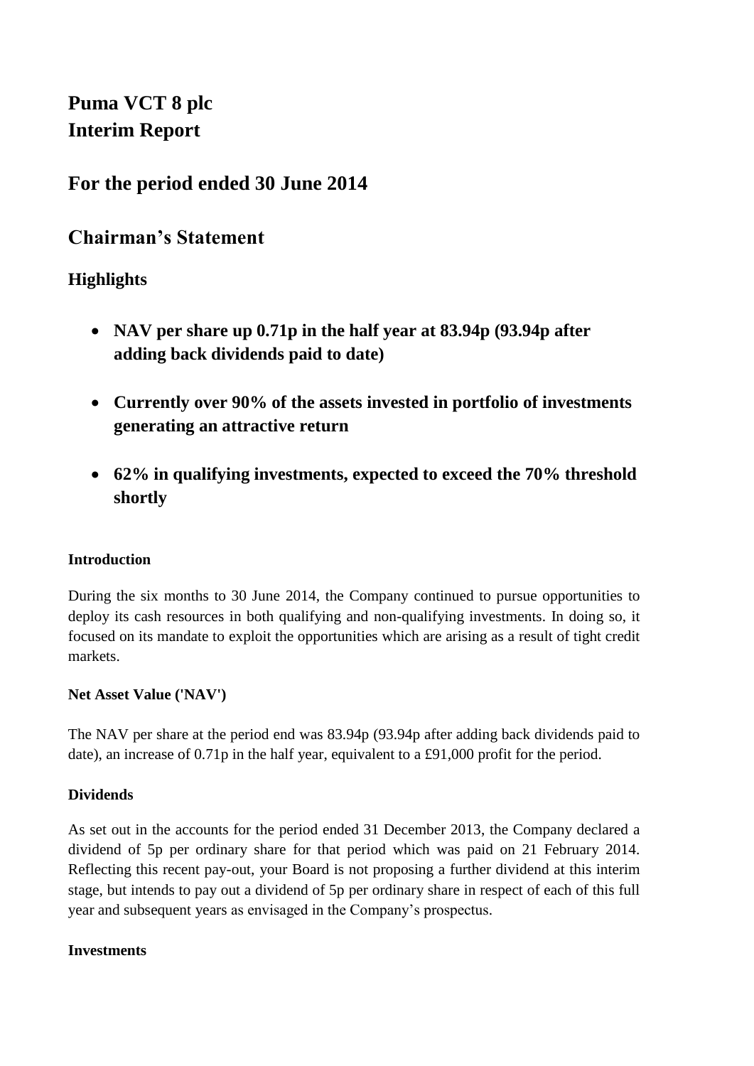# Puma VCT 8 plc
# Interim Report

## For the period ended 30 June 2014

## Chairman's Statement

### Highlights

- **NAV per share up 0.71p in the half year at 83.94p (93.94p after adding back dividends paid to date)**
- **Currently over 90% of the assets invested in portfolio of investments generating an attractive return**
- **62% in qualifying investments, expected to exceed the 70% threshold shortly**

**Introduction**

During the six months to 30 June 2014, the Company continued to pursue opportunities to deploy its cash resources in both qualifying and non-qualifying investments. In doing so, it focused on its mandate to exploit the opportunities which are arising as a result of tight credit markets.

**Net Asset Value ('NAV')**

The NAV per share at the period end was 83.94p (93.94p after adding back dividends paid to date), an increase of 0.71p in the half year, equivalent to a £91,000 profit for the period.

**Dividends**

As set out in the accounts for the period ended 31 December 2013, the Company declared a dividend of 5p per ordinary share for that period which was paid on 21 February 2014. Reflecting this recent pay-out, your Board is not proposing a further dividend at this interim stage, but intends to pay out a dividend of 5p per ordinary share in respect of each of this full year and subsequent years as envisaged in the Company's prospectus.

**Investments**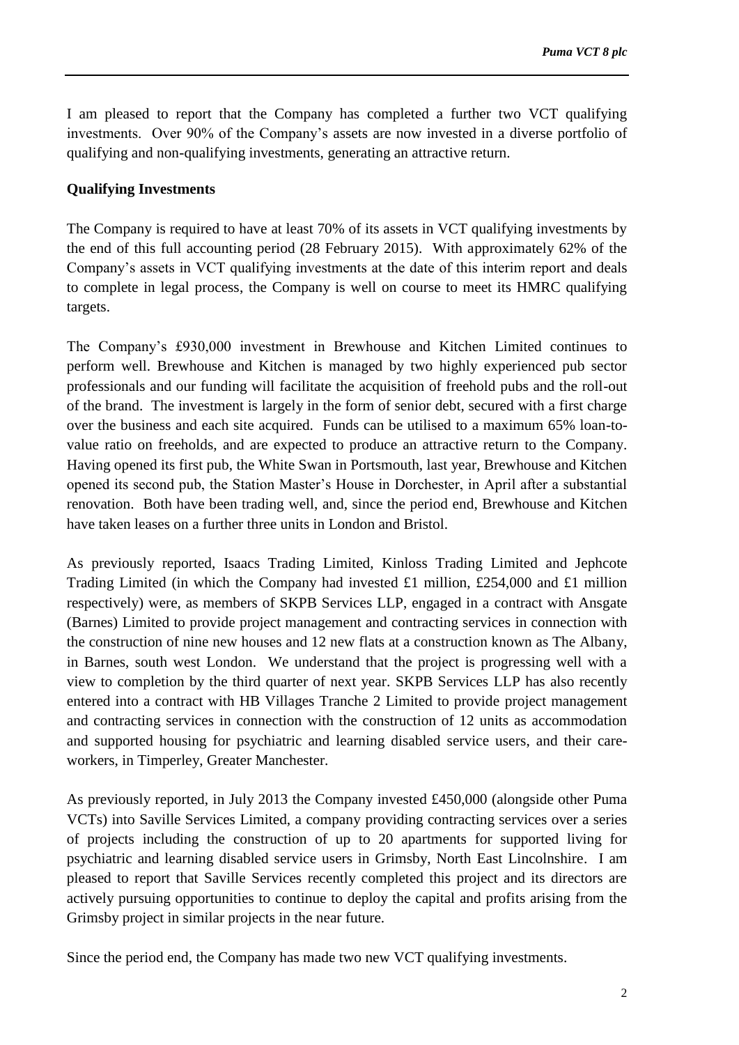I am pleased to report that the Company has completed a further two VCT qualifying investments. Over 90% of the Company's assets are now invested in a diverse portfolio of qualifying and non-qualifying investments, generating an attractive return.

**Qualifying Investments**

The Company is required to have at least 70% of its assets in VCT qualifying investments by the end of this full accounting period (28 February 2015). With approximately 62% of the Company's assets in VCT qualifying investments at the date of this interim report and deals to complete in legal process, the Company is well on course to meet its HMRC qualifying targets.

The Company's £930,000 investment in Brewhouse and Kitchen Limited continues to perform well. Brewhouse and Kitchen is managed by two highly experienced pub sector professionals and our funding will facilitate the acquisition of freehold pubs and the roll-out of the brand. The investment is largely in the form of senior debt, secured with a first charge over the business and each site acquired. Funds can be utilised to a maximum 65% loan-to-value ratio on freeholds, and are expected to produce an attractive return to the Company. Having opened its first pub, the White Swan in Portsmouth, last year, Brewhouse and Kitchen opened its second pub, the Station Master's House in Dorchester, in April after a substantial renovation. Both have been trading well, and, since the period end, Brewhouse and Kitchen have taken leases on a further three units in London and Bristol.

As previously reported, Isaacs Trading Limited, Kinloss Trading Limited and Jephcote Trading Limited (in which the Company had invested £1 million, £254,000 and £1 million respectively) were, as members of SKPB Services LLP, engaged in a contract with Ansgate (Barnes) Limited to provide project management and contracting services in connection with the construction of nine new houses and 12 new flats at a construction known as The Albany, in Barnes, south west London. We understand that the project is progressing well with a view to completion by the third quarter of next year. SKPB Services LLP has also recently entered into a contract with HB Villages Tranche 2 Limited to provide project management and contracting services in connection with the construction of 12 units as accommodation and supported housing for psychiatric and learning disabled service users, and their care-workers, in Timperley, Greater Manchester.

As previously reported, in July 2013 the Company invested £450,000 (alongside other Puma VCTs) into Saville Services Limited, a company providing contracting services over a series of projects including the construction of up to 20 apartments for supported living for psychiatric and learning disabled service users in Grimsby, North East Lincolnshire. I am pleased to report that Saville Services recently completed this project and its directors are actively pursuing opportunities to continue to deploy the capital and profits arising from the Grimsby project in similar projects in the near future.

Since the period end, the Company has made two new VCT qualifying investments.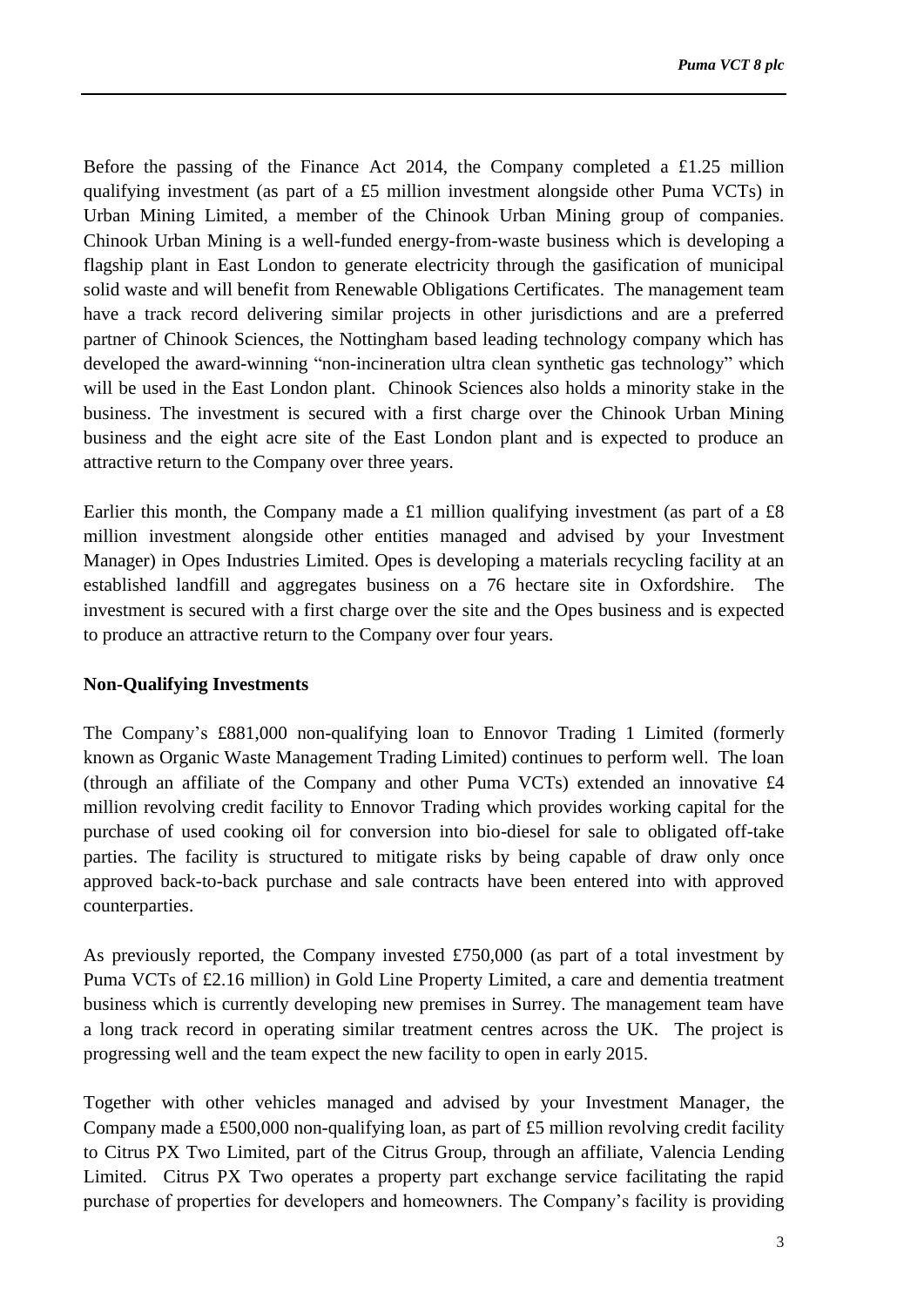Before the passing of the Finance Act 2014, the Company completed a £1.25 million qualifying investment (as part of a £5 million investment alongside other Puma VCTs) in Urban Mining Limited, a member of the Chinook Urban Mining group of companies. Chinook Urban Mining is a well-funded energy-from-waste business which is developing a flagship plant in East London to generate electricity through the gasification of municipal solid waste and will benefit from Renewable Obligations Certificates. The management team have a track record delivering similar projects in other jurisdictions and are a preferred partner of Chinook Sciences, the Nottingham based leading technology company which has developed the award-winning "non-incineration ultra clean synthetic gas technology" which will be used in the East London plant. Chinook Sciences also holds a minority stake in the business. The investment is secured with a first charge over the Chinook Urban Mining business and the eight acre site of the East London plant and is expected to produce an attractive return to the Company over three years.

Earlier this month, the Company made a £1 million qualifying investment (as part of a £8 million investment alongside other entities managed and advised by your Investment Manager) in Opes Industries Limited. Opes is developing a materials recycling facility at an established landfill and aggregates business on a 76 hectare site in Oxfordshire. The investment is secured with a first charge over the site and the Opes business and is expected to produce an attractive return to the Company over four years.

**Non-Qualifying Investments**

The Company's £881,000 non-qualifying loan to Ennovor Trading 1 Limited (formerly known as Organic Waste Management Trading Limited) continues to perform well. The loan (through an affiliate of the Company and other Puma VCTs) extended an innovative £4 million revolving credit facility to Ennovor Trading which provides working capital for the purchase of used cooking oil for conversion into bio-diesel for sale to obligated off-take parties. The facility is structured to mitigate risks by being capable of draw only once approved back-to-back purchase and sale contracts have been entered into with approved counterparties.

As previously reported, the Company invested £750,000 (as part of a total investment by Puma VCTs of £2.16 million) in Gold Line Property Limited, a care and dementia treatment business which is currently developing new premises in Surrey. The management team have a long track record in operating similar treatment centres across the UK. The project is progressing well and the team expect the new facility to open in early 2015.

Together with other vehicles managed and advised by your Investment Manager, the Company made a £500,000 non-qualifying loan, as part of £5 million revolving credit facility to Citrus PX Two Limited, part of the Citrus Group, through an affiliate, Valencia Lending Limited. Citrus PX Two operates a property part exchange service facilitating the rapid purchase of properties for developers and homeowners. The Company's facility is providing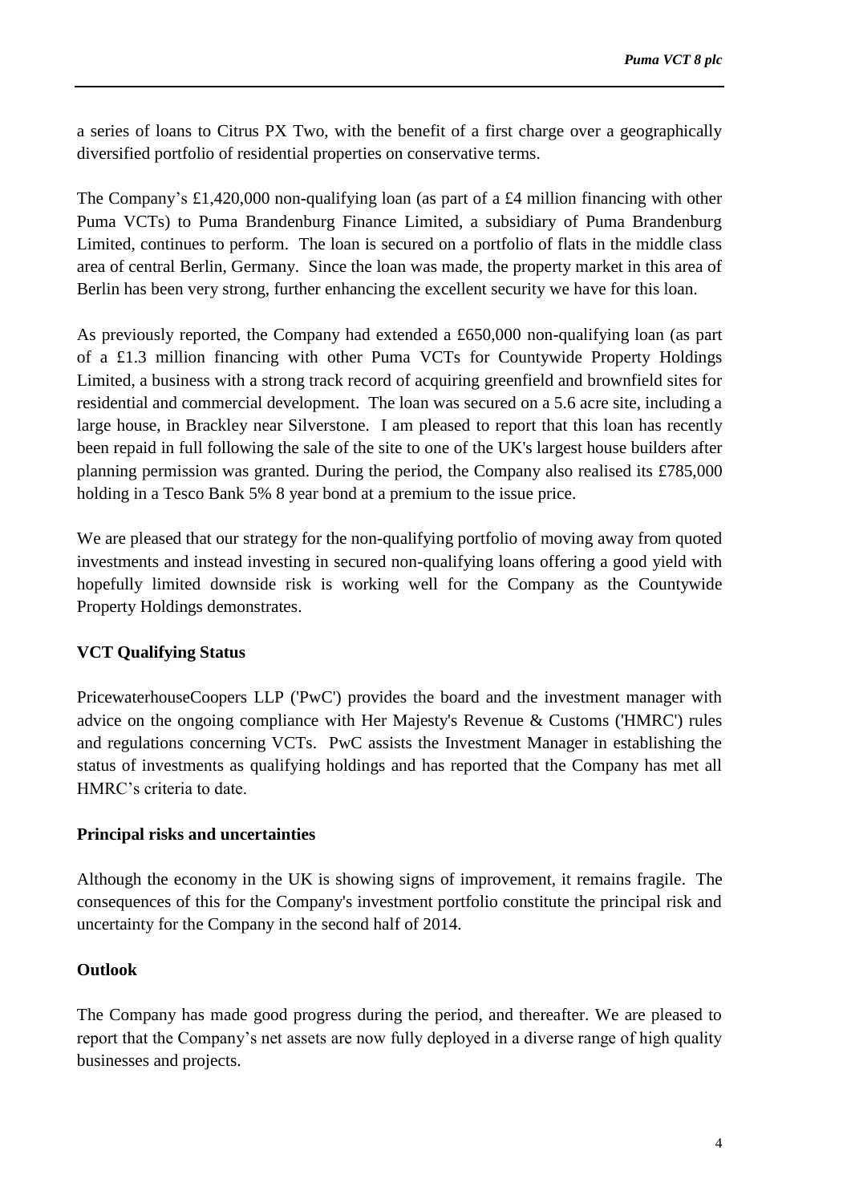a series of loans to Citrus PX Two, with the benefit of a first charge over a geographically diversified portfolio of residential properties on conservative terms.

The Company's £1,420,000 non-qualifying loan (as part of a £4 million financing with other Puma VCTs) to Puma Brandenburg Finance Limited, a subsidiary of Puma Brandenburg Limited, continues to perform. The loan is secured on a portfolio of flats in the middle class area of central Berlin, Germany. Since the loan was made, the property market in this area of Berlin has been very strong, further enhancing the excellent security we have for this loan.

As previously reported, the Company had extended a £650,000 non-qualifying loan (as part of a £1.3 million financing with other Puma VCTs for Countywide Property Holdings Limited, a business with a strong track record of acquiring greenfield and brownfield sites for residential and commercial development. The loan was secured on a 5.6 acre site, including a large house, in Brackley near Silverstone. I am pleased to report that this loan has recently been repaid in full following the sale of the site to one of the UK's largest house builders after planning permission was granted. During the period, the Company also realised its £785,000 holding in a Tesco Bank 5% 8 year bond at a premium to the issue price.

We are pleased that our strategy for the non-qualifying portfolio of moving away from quoted investments and instead investing in secured non-qualifying loans offering a good yield with hopefully limited downside risk is working well for the Company as the Countywide Property Holdings demonstrates.

**VCT Qualifying Status**

PricewaterhouseCoopers LLP ('PwC') provides the board and the investment manager with advice on the ongoing compliance with Her Majesty's Revenue & Customs ('HMRC') rules and regulations concerning VCTs. PwC assists the Investment Manager in establishing the status of investments as qualifying holdings and has reported that the Company has met all HMRC's criteria to date.

**Principal risks and uncertainties**

Although the economy in the UK is showing signs of improvement, it remains fragile. The consequences of this for the Company's investment portfolio constitute the principal risk and uncertainty for the Company in the second half of 2014.

**Outlook**

The Company has made good progress during the period, and thereafter. We are pleased to report that the Company's net assets are now fully deployed in a diverse range of high quality businesses and projects.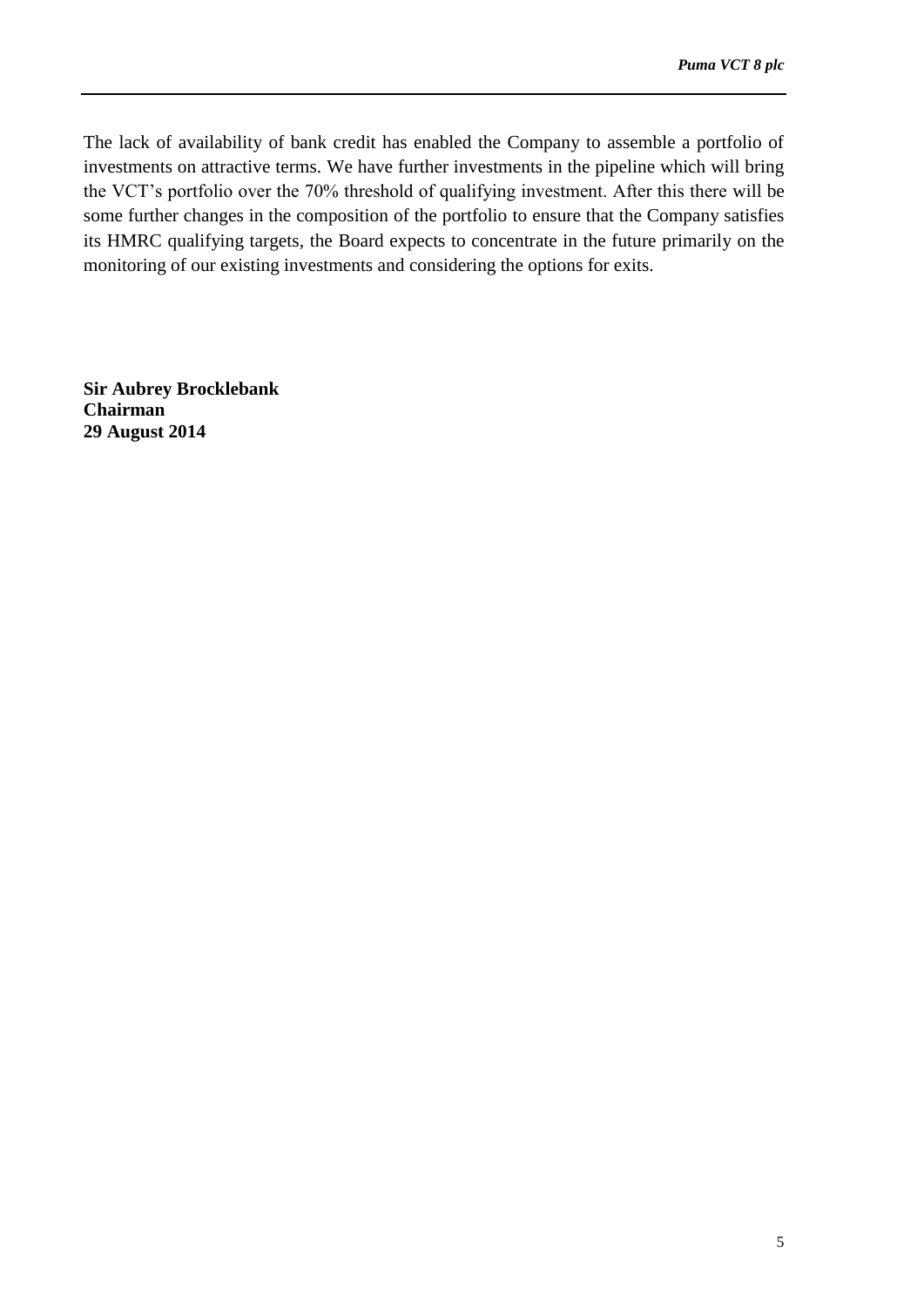The lack of availability of bank credit has enabled the Company to assemble a portfolio of investments on attractive terms. We have further investments in the pipeline which will bring the VCT's portfolio over the 70% threshold of qualifying investment. After this there will be some further changes in the composition of the portfolio to ensure that the Company satisfies its HMRC qualifying targets, the Board expects to concentrate in the future primarily on the monitoring of our existing investments and considering the options for exits.

**Sir Aubrey Brocklebank**
**Chairman**
**29 August 2014**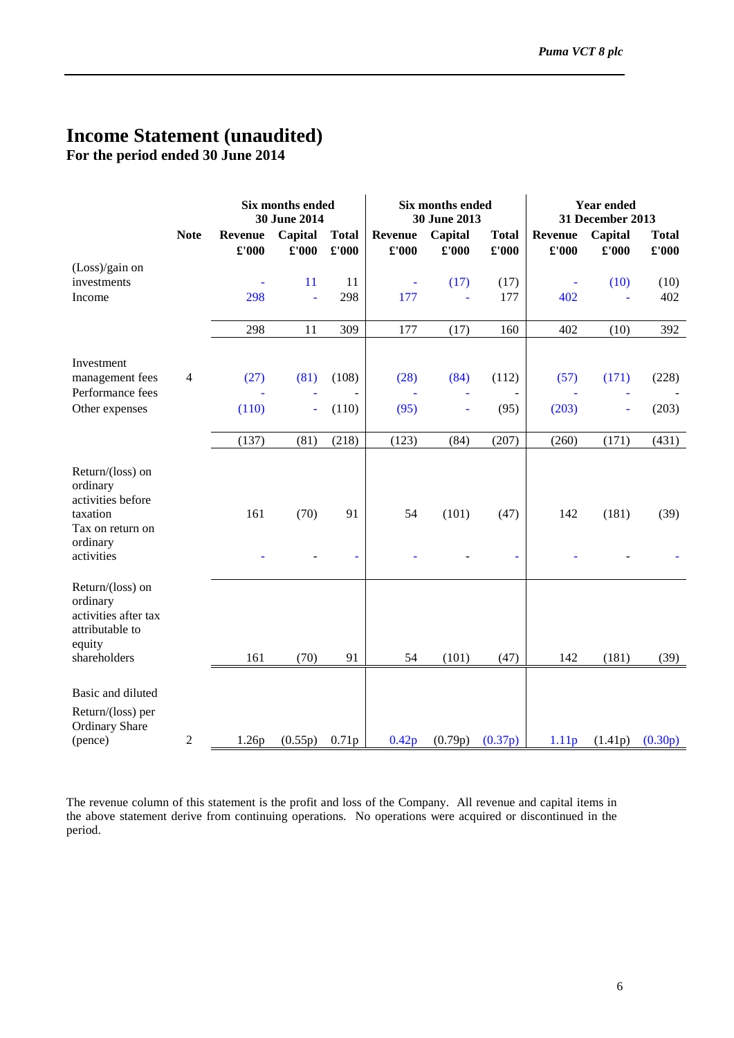# Income Statement (unaudited)

**For the period ended 30 June 2014**

| | Note | Six months ended 30 June 2014 | | | Six months ended 30 June 2013 | | | Year ended 31 December 2013 | | |
|---|---|---|---|---|---|---|---|---|---|---|
| | | **Revenue £'000** | **Capital £'000** | **Total £'000** | **Revenue £'000** | **Capital £'000** | **Total £'000** | **Revenue £'000** | **Capital £'000** | **Total £'000** |
| (Loss)/gain on investments | | - | 11 | 11 | - | (17) | (17) | - | (10) | (10) |
| Income | | 298 | - | 298 | 177 | - | 177 | 402 | - | 402 |
| | | 298 | 11 | 309 | 177 | (17) | 160 | 402 | (10) | 392 |
| Investment management fees | 4 | (27) | (81) | (108) | (28) | (84) | (112) | (57) | (171) | (228) |
| Performance fees | | - | - | - | - | - | - | - | - | - |
| Other expenses | | (110) | - | (110) | (95) | - | (95) | (203) | - | (203) |
| | | (137) | (81) | (218) | (123) | (84) | (207) | (260) | (171) | (431) |
| Return/(loss) on ordinary activities before taxation | | 161 | (70) | 91 | 54 | (101) | (47) | 142 | (181) | (39) |
| Tax on return on ordinary activities | | - | - | - | - | - | - | - | - | - |
| Return/(loss) on ordinary activities after tax attributable to equity shareholders | | 161 | (70) | 91 | 54 | (101) | (47) | 142 | (181) | (39) |
| Basic and diluted Return/(loss) per Ordinary Share (pence) | 2 | 1.26p | (0.55p) | 0.71p | 0.42p | (0.79p) | (0.37p) | 1.11p | (1.41p) | (0.30p) |

The revenue column of this statement is the profit and loss of the Company. All revenue and capital items in the above statement derive from continuing operations. No operations were acquired or discontinued in the period.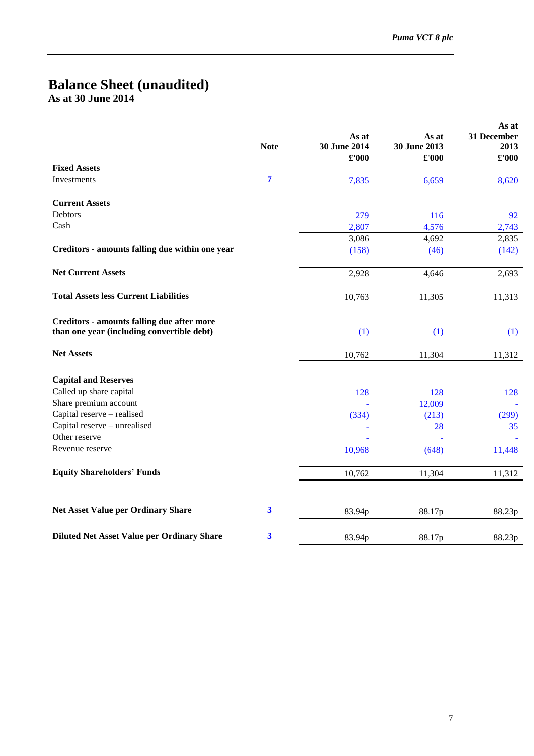# Balance Sheet (unaudited)

**As at 30 June 2014**

| | Note | As at 30 June 2014 £'000 | As at 30 June 2013 £'000 | As at 31 December 2013 £'000 |
|---|---|---|---|---|
| **Fixed Assets** | | | | |
| Investments | 7 | 7,835 | 6,659 | 8,620 |
| **Current Assets** | | | | |
| Debtors | | 279 | 116 | 92 |
| Cash | | 2,807 | 4,576 | 2,743 |
| | | 3,086 | 4,692 | 2,835 |
| **Creditors - amounts falling due within one year** | | (158) | (46) | (142) |
| **Net Current Assets** | | 2,928 | 4,646 | 2,693 |
| **Total Assets less Current Liabilities** | | 10,763 | 11,305 | 11,313 |
| **Creditors - amounts falling due after more than one year (including convertible debt)** | | (1) | (1) | (1) |
| **Net Assets** | | 10,762 | 11,304 | 11,312 |
| **Capital and Reserves** | | | | |
| Called up share capital | | 128 | 128 | 128 |
| Share premium account | | - | 12,009 | - |
| Capital reserve – realised | | (334) | (213) | (299) |
| Capital reserve – unrealised | | - | 28 | 35 |
| Other reserve | | - | - | - |
| Revenue reserve | | 10,968 | (648) | 11,448 |
| **Equity Shareholders' Funds** | | 10,762 | 11,304 | 11,312 |
| **Net Asset Value per Ordinary Share** | 3 | 83.94p | 88.17p | 88.23p |
| **Diluted Net Asset Value per Ordinary Share** | 3 | 83.94p | 88.17p | 88.23p |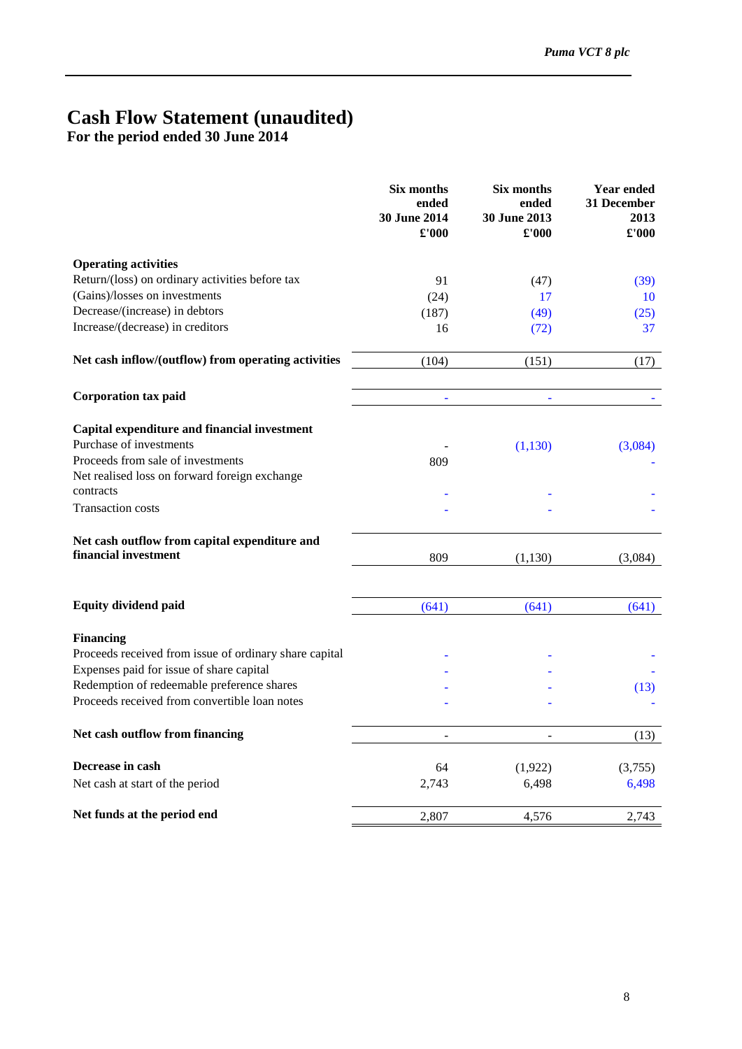# Cash Flow Statement (unaudited)

**For the period ended 30 June 2014**

| | Six months ended 30 June 2014 £'000 | Six months ended 30 June 2013 £'000 | Year ended 31 December 2013 £'000 |
|---|---|---|---|
| **Operating activities** | | | |
| Return/(loss) on ordinary activities before tax | 91 | (47) | (39) |
| (Gains)/losses on investments | (24) | 17 | 10 |
| Decrease/(increase) in debtors | (187) | (49) | (25) |
| Increase/(decrease) in creditors | 16 | (72) | 37 |
| **Net cash inflow/(outflow) from operating activities** | (104) | (151) | (17) |
| **Corporation tax paid** | - | - | - |
| **Capital expenditure and financial investment** | | | |
| Purchase of investments | - | (1,130) | (3,084) |
| Proceeds from sale of investments | 809 | | - |
| Net realised loss on forward foreign exchange contracts | - | - | - |
| Transaction costs | - | - | - |
| **Net cash outflow from capital expenditure and financial investment** | 809 | (1,130) | (3,084) |
| **Equity dividend paid** | (641) | (641) | (641) |
| **Financing** | | | |
| Proceeds received from issue of ordinary share capital | - | - | - |
| Expenses paid for issue of share capital | - | - | - |
| Redemption of redeemable preference shares | - | - | (13) |
| Proceeds received from convertible loan notes | - | - | - |
| **Net cash outflow from financing** | - | - | (13) |
| **Decrease in cash** | 64 | (1,922) | (3,755) |
| Net cash at start of the period | 2,743 | 6,498 | 6,498 |
| **Net funds at the period end** | 2,807 | 4,576 | 2,743 |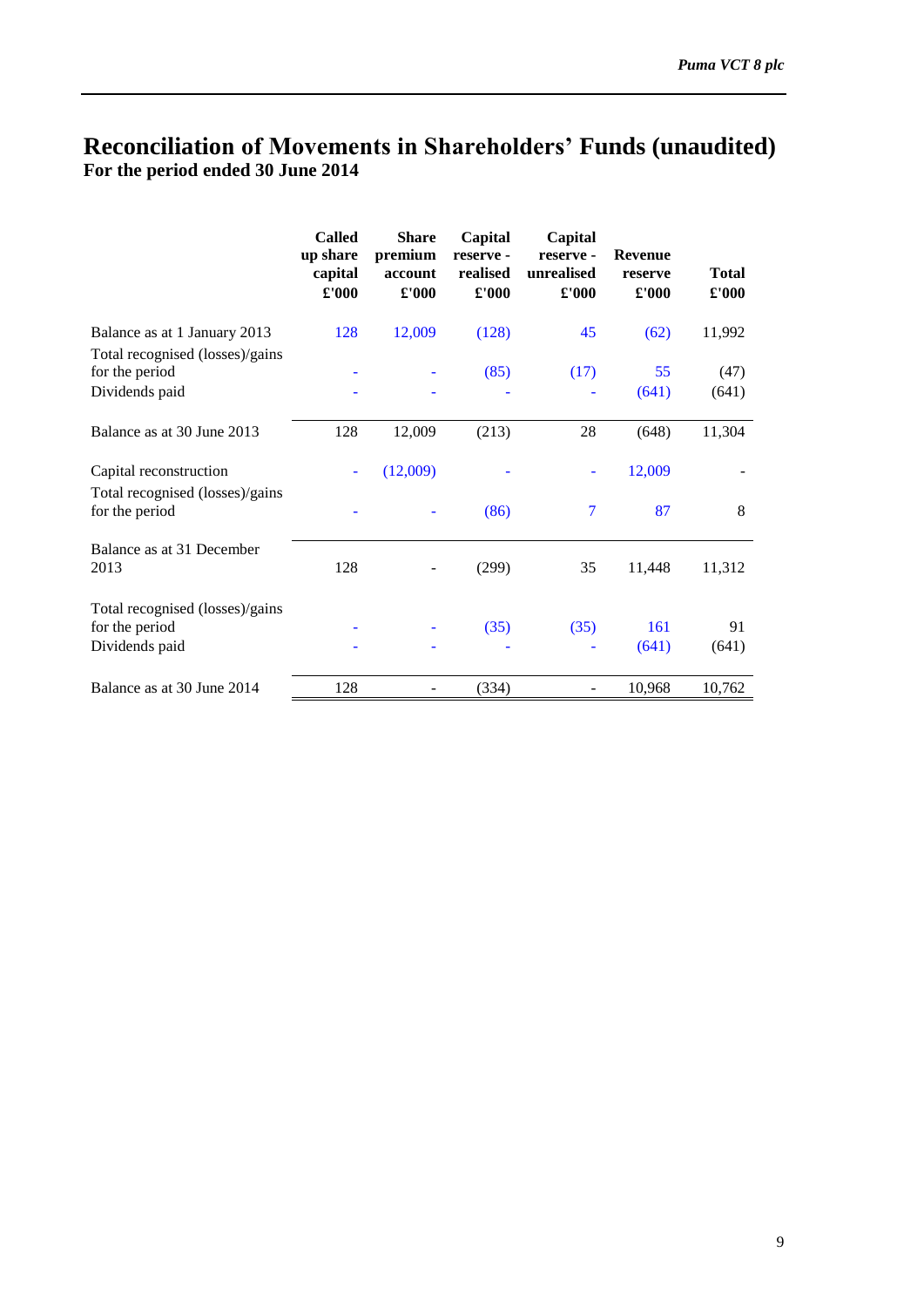# Reconciliation of Movements in Shareholders' Funds (unaudited)

**For the period ended 30 June 2014**

| | Called up share capital £'000 | Share premium account £'000 | Capital reserve - realised £'000 | Capital reserve - unrealised £'000 | Revenue reserve £'000 | Total £'000 |
|---|---|---|---|---|---|---|
| Balance as at 1 January 2013 | 128 | 12,009 | (128) | 45 | (62) | 11,992 |
| Total recognised (losses)/gains for the period | - | - | (85) | (17) | 55 | (47) |
| Dividends paid | - | - | - | - | (641) | (641) |
| Balance as at 30 June 2013 | 128 | 12,009 | (213) | 28 | (648) | 11,304 |
| Capital reconstruction | - | (12,009) | - | - | 12,009 | - |
| Total recognised (losses)/gains for the period | - | - | (86) | 7 | 87 | 8 |
| Balance as at 31 December 2013 | 128 | - | (299) | 35 | 11,448 | 11,312 |
| Total recognised (losses)/gains for the period | - | - | (35) | (35) | 161 | 91 |
| Dividends paid | - | - | - | - | (641) | (641) |
| Balance as at 30 June 2014 | 128 | - | (334) | - | 10,968 | 10,762 |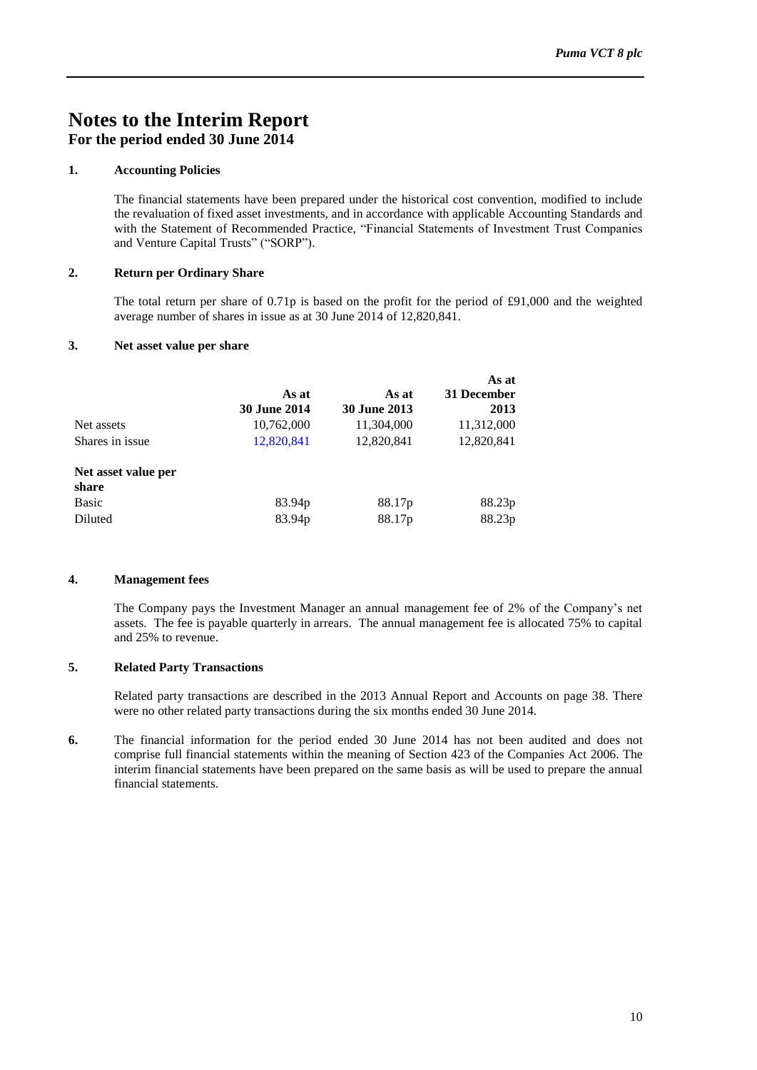# Notes to the Interim Report

## For the period ended 30 June 2014

### 1. Accounting Policies

The financial statements have been prepared under the historical cost convention, modified to include the revaluation of fixed asset investments, and in accordance with applicable Accounting Standards and with the Statement of Recommended Practice, "Financial Statements of Investment Trust Companies and Venture Capital Trusts" ("SORP").

### 2. Return per Ordinary Share

The total return per share of 0.71p is based on the profit for the period of £91,000 and the weighted average number of shares in issue as at 30 June 2014 of 12,820,841.

### 3. Net asset value per share

| | **As at 30 June 2014** | **As at 30 June 2013** | **As at 31 December 2013** |
|---|---|---|---|
| Net assets | 10,762,000 | 11,304,000 | 11,312,000 |
| Shares in issue | 12,820,841 | 12,820,841 | 12,820,841 |
| **Net asset value per share** | | | |
| Basic | 83.94p | 88.17p | 88.23p |
| Diluted | 83.94p | 88.17p | 88.23p |

### 4. Management fees

The Company pays the Investment Manager an annual management fee of 2% of the Company's net assets. The fee is payable quarterly in arrears. The annual management fee is allocated 75% to capital and 25% to revenue.

### 5. Related Party Transactions

Related party transactions are described in the 2013 Annual Report and Accounts on page 38. There were no other related party transactions during the six months ended 30 June 2014.

**6.** The financial information for the period ended 30 June 2014 has not been audited and does not comprise full financial statements within the meaning of Section 423 of the Companies Act 2006. The interim financial statements have been prepared on the same basis as will be used to prepare the annual financial statements.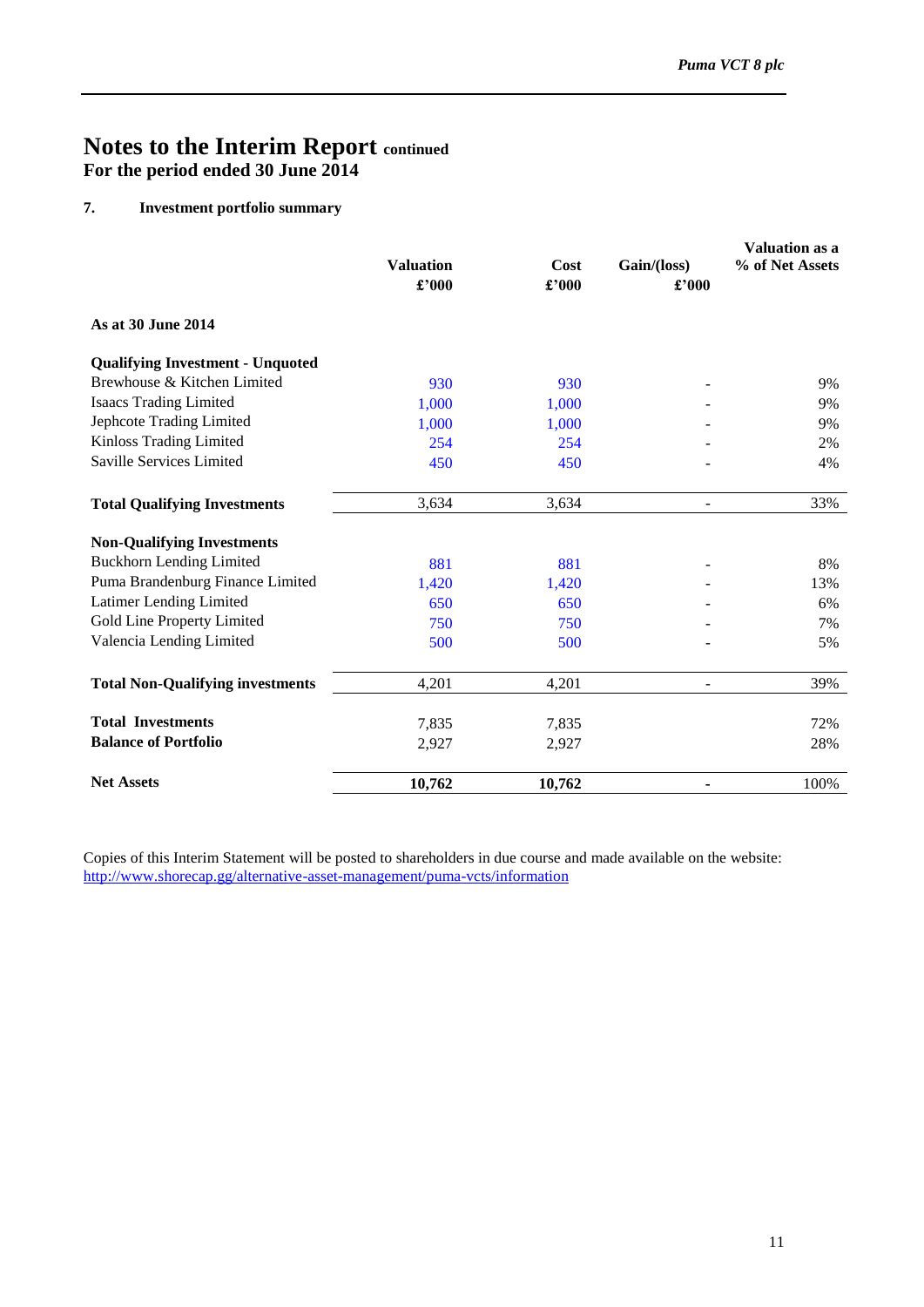# Notes to the Interim Report continued
## For the period ended 30 June 2014

### 7. Investment portfolio summary

| | Valuation £'000 | Cost £'000 | Gain/(loss) £'000 | Valuation as a % of Net Assets |
|---|---|---|---|---|
| **As at 30 June 2014** | | | | |
| **Qualifying Investment - Unquoted** | | | | |
| Brewhouse & Kitchen Limited | 930 | 930 | - | 9% |
| Isaacs Trading Limited | 1,000 | 1,000 | - | 9% |
| Jephcote Trading Limited | 1,000 | 1,000 | - | 9% |
| Kinloss Trading Limited | 254 | 254 | - | 2% |
| Saville Services Limited | 450 | 450 | - | 4% |
| **Total Qualifying Investments** | 3,634 | 3,634 | - | 33% |
| **Non-Qualifying Investments** | | | | |
| Buckhorn Lending Limited | 881 | 881 | - | 8% |
| Puma Brandenburg Finance Limited | 1,420 | 1,420 | - | 13% |
| Latimer Lending Limited | 650 | 650 | - | 6% |
| Gold Line Property Limited | 750 | 750 | - | 7% |
| Valencia Lending Limited | 500 | 500 | - | 5% |
| **Total Non-Qualifying investments** | 4,201 | 4,201 | - | 39% |
| **Total Investments** | 7,835 | 7,835 | | 72% |
| **Balance of Portfolio** | 2,927 | 2,927 | | 28% |
| **Net Assets** | **10,762** | **10,762** | **-** | 100% |

Copies of this Interim Statement will be posted to shareholders in due course and made available on the website: http://www.shorecap.gg/alternative-asset-management/puma-vcts/information